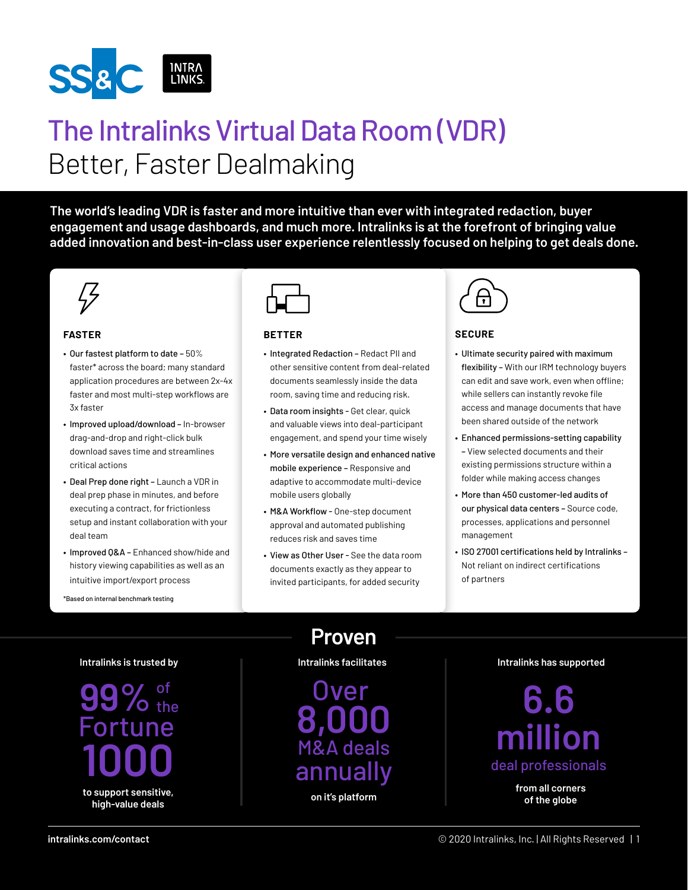# The Intralinks Virtual Data Room (VDR)

## Better, Faster Dealmaking

**The world's leading VDR is faster and more intuitive than ever with integrated redaction, buyer engagement and usage dashboards, and much more. Intralinks is at the forefront of bringing value added innovation and best-in-class user experience relentlessly focused on helping to get deals done.**

### FASTER

- **Our fastest platform to date –** 50% faster* across the board; many standard application procedures are between 2x-4x faster and most multi-step workflows are 3x faster
- **Improved upload/download –** In-browser drag-and-drop and right-click bulk download saves time and streamlines critical actions
- **Deal Prep done right –** Launch a VDR in deal prep phase in minutes, and before executing a contract, for frictionless setup and instant collaboration with your deal team
- **Improved Q&A –** Enhanced show/hide and history viewing capabilities as well as an intuitive import/export process

*Based on internal benchmark testing

### BETTER

- **Integrated Redaction –** Redact PII and other sensitive content from deal-related documents seamlessly inside the data room, saving time and reducing risk.
- **Data room insights -** Get clear, quick and valuable views into deal-participant engagement, and spend your time wisely
- **More versatile design and enhanced native mobile experience –** Responsive and adaptive to accommodate multi-device mobile users globally
- **M&A Workflow -** One-step document approval and automated publishing reduces risk and saves time
- **View as Other User -** See the data room documents exactly as they appear to invited participants, for added security

### SECURE

- **Ultimate security paired with maximum flexibility –** With our IRM technology buyers can edit and save work, even when offline; while sellers can instantly revoke file access and manage documents that have been shared outside of the network
- **Enhanced permissions-setting capability –** View selected documents and their existing permissions structure within a folder while making access changes
- **More than 450 customer-led audits of our physical data centers –** Source code, processes, applications and personnel management
- **ISO 27001 certifications held by Intralinks –** Not reliant on indirect certifications of partners

## Proven

Intralinks is trusted by **99% of the Fortune 1000** to support sensitive, high-value deals

Intralinks facilitates **Over 8,000 M&A deals annually** on it's platform

Intralinks has supported **6.6 million deal professionals** from all corners of the globe

intralinks.com/contact

© 2020 Intralinks, Inc. | All Rights Reserved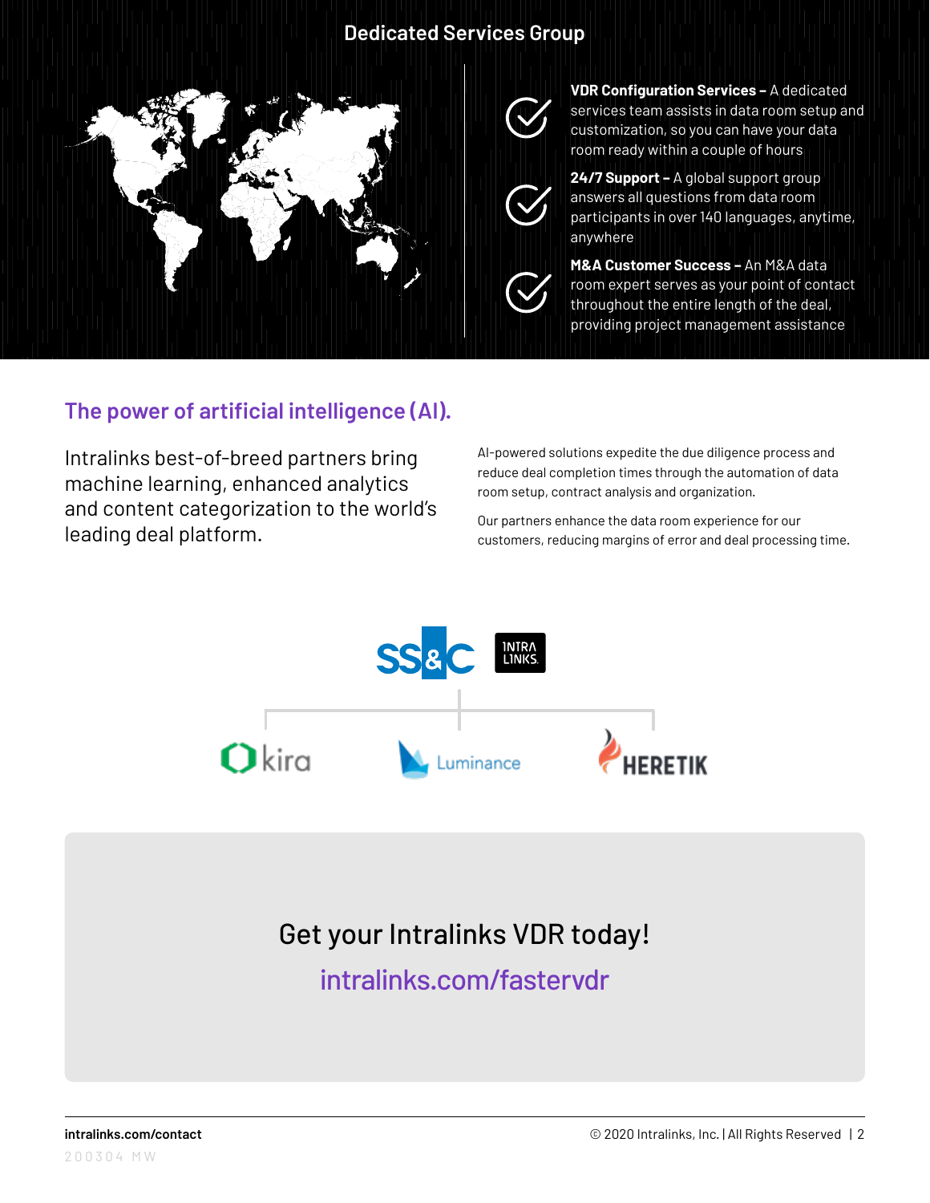## Dedicated Services Group

**VDR Configuration Services –** A dedicated services team assists in data room setup and customization, so you can have your data room ready within a couple of hours

**24/7 Support –** A global support group answers all questions from data room participants in over 140 languages, anytime, anywhere

**M&A Customer Success –** An M&A data room expert serves as your point of contact throughout the entire length of the deal, providing project management assistance

## The power of artificial intelligence (AI).

Intralinks best-of-breed partners bring machine learning, enhanced analytics and content categorization to the world's leading deal platform.

AI-powered solutions expedite the due diligence process and reduce deal completion times through the automation of data room setup, contract analysis and organization.

Our partners enhance the data room experience for our customers, reducing margins of error and deal processing time.

SS&C INTRALINKS

kira | Luminance | HERETIK

### Get your Intralinks VDR today!

intralinks.com/fastervdr

intralinks.com/contact

© 2020 Intralinks, Inc. | All Rights Reserved

200304 MW